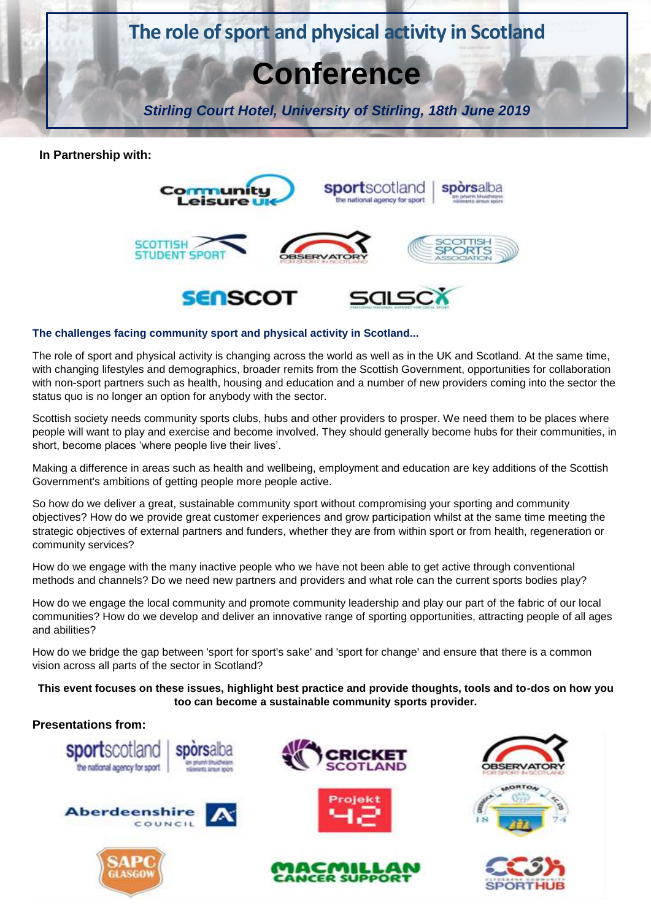# The role of sport and physical activity in Scotland

# Conference

*Stirling Court Hotel, University of Stirling, 18th June 2019*

**In Partnership with:**

**The challenges facing community sport and physical activity in Scotland...**

The role of sport and physical activity is changing across the world as well as in the UK and Scotland. At the same time, with changing lifestyles and demographics, broader remits from the Scottish Government, opportunities for collaboration with non-sport partners such as health, housing and education and a number of new providers coming into the sector the status quo is no longer an option for anybody with the sector.

Scottish society needs community sports clubs, hubs and other providers to prosper. We need them to be places where people will want to play and exercise and become involved. They should generally become hubs for their communities, in short, become places 'where people live their lives'.

Making a difference in areas such as health and wellbeing, employment and education are key additions of the Scottish Government's ambitions of getting people more people active.

So how do we deliver a great, sustainable community sport without compromising your sporting and community objectives? How do we provide great customer experiences and grow participation whilst at the same time meeting the strategic objectives of external partners and funders, whether they are from within sport or from health, regeneration or community services?

How do we engage with the many inactive people who we have not been able to get active through conventional methods and channels? Do we need new partners and providers and what role can the current sports bodies play?

How do we engage the local community and promote community leadership and play our part of the fabric of our local communities? How do we develop and deliver an innovative range of sporting opportunities, attracting people of all ages and abilities?

How do we bridge the gap between 'sport for sport's sake' and 'sport for change' and ensure that there is a common vision across all parts of the sector in Scotland?

**This event focuses on these issues, highlight best practice and provide thoughts, tools and to-dos on how you too can become a sustainable community sports provider.**

**Presentations from:**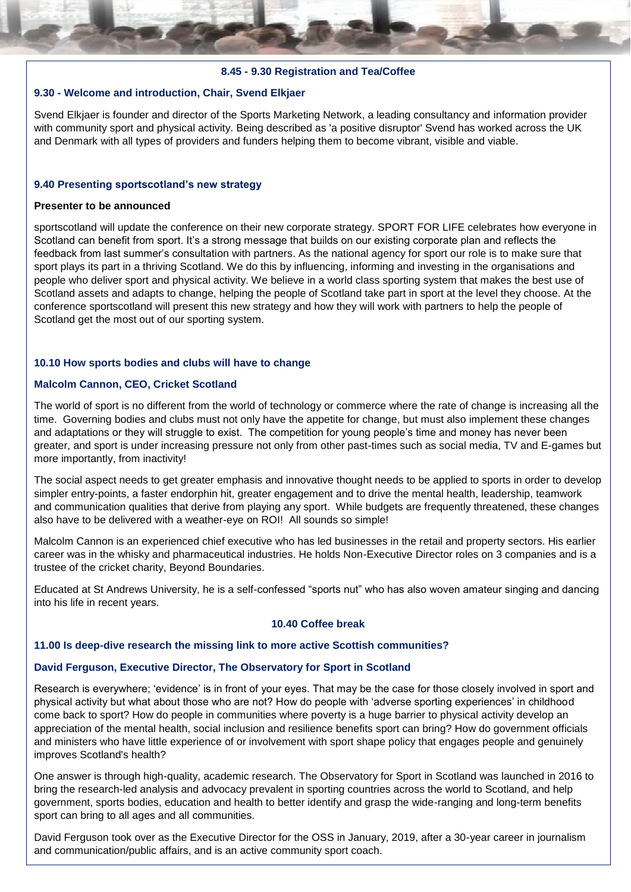**8.45 - 9.30 Registration and Tea/Coffee**

**9.30 - Welcome and introduction, Chair, Svend Elkjaer**

Svend Elkjaer is founder and director of the Sports Marketing Network, a leading consultancy and information provider with community sport and physical activity. Being described as 'a positive disruptor' Svend has worked across the UK and Denmark with all types of providers and funders helping them to become vibrant, visible and viable.

**9.40 Presenting sportscotland's new strategy**

**Presenter to be announced**

sportscotland will update the conference on their new corporate strategy. SPORT FOR LIFE celebrates how everyone in Scotland can benefit from sport. It's a strong message that builds on our existing corporate plan and reflects the feedback from last summer's consultation with partners. As the national agency for sport our role is to make sure that sport plays its part in a thriving Scotland. We do this by influencing, informing and investing in the organisations and people who deliver sport and physical activity. We believe in a world class sporting system that makes the best use of Scotland assets and adapts to change, helping the people of Scotland take part in sport at the level they choose. At the conference sportscotland will present this new strategy and how they will work with partners to help the people of Scotland get the most out of our sporting system.

**10.10 How sports bodies and clubs will have to change**

**Malcolm Cannon, CEO, Cricket Scotland**

The world of sport is no different from the world of technology or commerce where the rate of change is increasing all the time. Governing bodies and clubs must not only have the appetite for change, but must also implement these changes and adaptations or they will struggle to exist. The competition for young people's time and money has never been greater, and sport is under increasing pressure not only from other past-times such as social media, TV and E-games but more importantly, from inactivity!

The social aspect needs to get greater emphasis and innovative thought needs to be applied to sports in order to develop simpler entry-points, a faster endorphin hit, greater engagement and to drive the mental health, leadership, teamwork and communication qualities that derive from playing any sport. While budgets are frequently threatened, these changes also have to be delivered with a weather-eye on ROI! All sounds so simple!

Malcolm Cannon is an experienced chief executive who has led businesses in the retail and property sectors. His earlier career was in the whisky and pharmaceutical industries. He holds Non-Executive Director roles on 3 companies and is a trustee of the cricket charity, Beyond Boundaries.

Educated at St Andrews University, he is a self-confessed "sports nut" who has also woven amateur singing and dancing into his life in recent years.

**10.40 Coffee break**

**11.00 Is deep-dive research the missing link to more active Scottish communities?**

**David Ferguson, Executive Director, The Observatory for Sport in Scotland**

Research is everywhere; 'evidence' is in front of your eyes. That may be the case for those closely involved in sport and physical activity but what about those who are not? How do people with 'adverse sporting experiences' in childhood come back to sport? How do people in communities where poverty is a huge barrier to physical activity develop an appreciation of the mental health, social inclusion and resilience benefits sport can bring? How do government officials and ministers who have little experience of or involvement with sport shape policy that engages people and genuinely improves Scotland's health?

One answer is through high-quality, academic research. The Observatory for Sport in Scotland was launched in 2016 to bring the research-led analysis and advocacy prevalent in sporting countries across the world to Scotland, and help government, sports bodies, education and health to better identify and grasp the wide-ranging and long-term benefits sport can bring to all ages and all communities.

David Ferguson took over as the Executive Director for the OSS in January, 2019, after a 30-year career in journalism and communication/public affairs, and is an active community sport coach.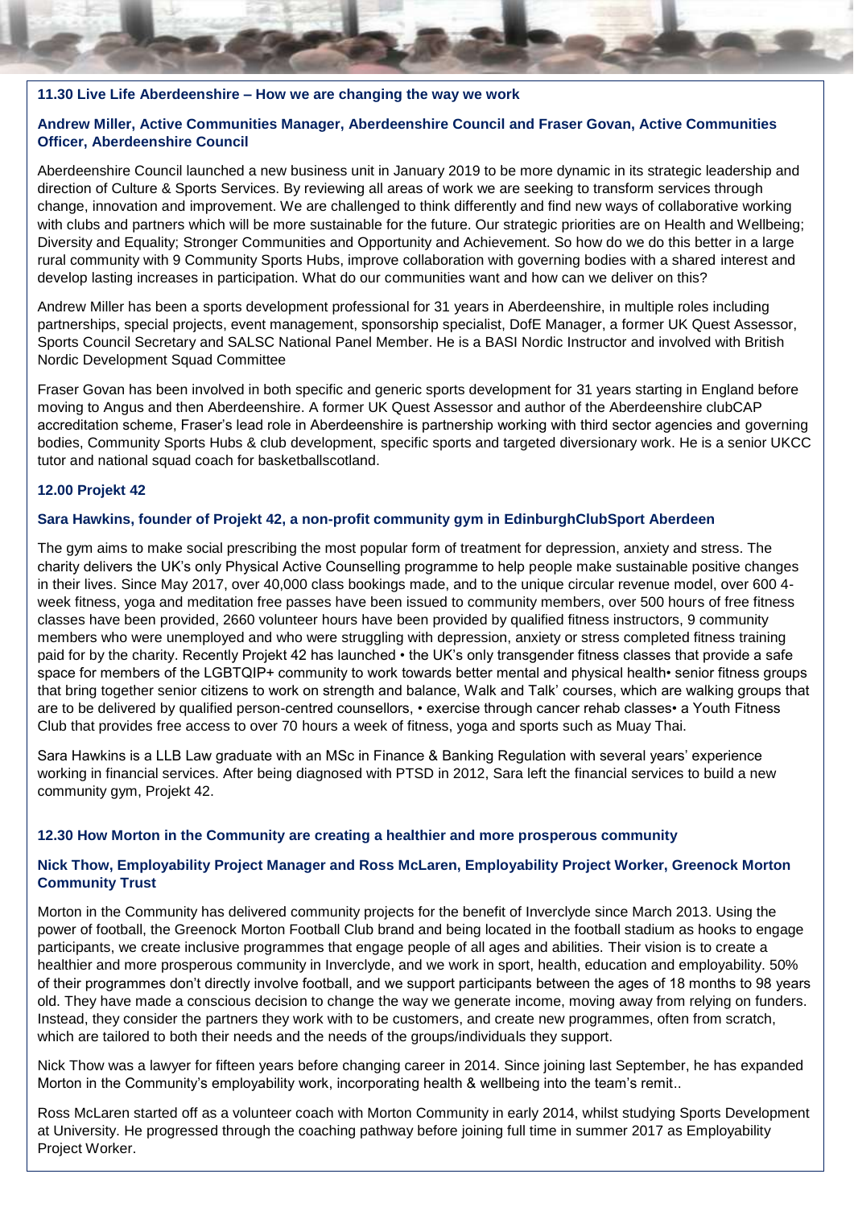### 11.30 Live Life Aberdeenshire – How we are changing the way we work

**Andrew Miller, Active Communities Manager, Aberdeenshire Council and Fraser Govan, Active Communities Officer, Aberdeenshire Council**

Aberdeenshire Council launched a new business unit in January 2019 to be more dynamic in its strategic leadership and direction of Culture & Sports Services. By reviewing all areas of work we are seeking to transform services through change, innovation and improvement. We are challenged to think differently and find new ways of collaborative working with clubs and partners which will be more sustainable for the future. Our strategic priorities are on Health and Wellbeing; Diversity and Equality; Stronger Communities and Opportunity and Achievement. So how do we do this better in a large rural community with 9 Community Sports Hubs, improve collaboration with governing bodies with a shared interest and develop lasting increases in participation. What do our communities want and how can we deliver on this?

Andrew Miller has been a sports development professional for 31 years in Aberdeenshire, in multiple roles including partnerships, special projects, event management, sponsorship specialist, DofE Manager, a former UK Quest Assessor, Sports Council Secretary and SALSC National Panel Member. He is a BASI Nordic Instructor and involved with British Nordic Development Squad Committee

Fraser Govan has been involved in both specific and generic sports development for 31 years starting in England before moving to Angus and then Aberdeenshire. A former UK Quest Assessor and author of the Aberdeenshire clubCAP accreditation scheme, Fraser's lead role in Aberdeenshire is partnership working with third sector agencies and governing bodies, Community Sports Hubs & club development, specific sports and targeted diversionary work. He is a senior UKCC tutor and national squad coach for basketballscotland.

### 12.00 Projekt 42

**Sara Hawkins, founder of Projekt 42, a non-profit community gym in EdinburghClubSport Aberdeen**

The gym aims to make social prescribing the most popular form of treatment for depression, anxiety and stress. The charity delivers the UK's only Physical Active Counselling programme to help people make sustainable positive changes in their lives. Since May 2017, over 40,000 class bookings made, and to the unique circular revenue model, over 600 4-week fitness, yoga and meditation free passes have been issued to community members, over 500 hours of free fitness classes have been provided, 2660 volunteer hours have been provided by qualified fitness instructors, 9 community members who were unemployed and who were struggling with depression, anxiety or stress completed fitness training paid for by the charity. Recently Projekt 42 has launched • the UK's only transgender fitness classes that provide a safe space for members of the LGBTQIP+ community to work towards better mental and physical health• senior fitness groups that bring together senior citizens to work on strength and balance, Walk and Talk' courses, which are walking groups that are to be delivered by qualified person-centred counsellors, • exercise through cancer rehab classes• a Youth Fitness Club that provides free access to over 70 hours a week of fitness, yoga and sports such as Muay Thai.

Sara Hawkins is a LLB Law graduate with an MSc in Finance & Banking Regulation with several years' experience working in financial services. After being diagnosed with PTSD in 2012, Sara left the financial services to build a new community gym, Projekt 42.

### 12.30 How Morton in the Community are creating a healthier and more prosperous community

**Nick Thow, Employability Project Manager and Ross McLaren, Employability Project Worker, Greenock Morton Community Trust**

Morton in the Community has delivered community projects for the benefit of Inverclyde since March 2013. Using the power of football, the Greenock Morton Football Club brand and being located in the football stadium as hooks to engage participants, we create inclusive programmes that engage people of all ages and abilities. Their vision is to create a healthier and more prosperous community in Inverclyde, and we work in sport, health, education and employability. 50% of their programmes don't directly involve football, and we support participants between the ages of 18 months to 98 years old. They have made a conscious decision to change the way we generate income, moving away from relying on funders. Instead, they consider the partners they work with to be customers, and create new programmes, often from scratch, which are tailored to both their needs and the needs of the groups/individuals they support.

Nick Thow was a lawyer for fifteen years before changing career in 2014. Since joining last September, he has expanded Morton in the Community's employability work, incorporating health & wellbeing into the team's remit..

Ross McLaren started off as a volunteer coach with Morton Community in early 2014, whilst studying Sports Development at University. He progressed through the coaching pathway before joining full time in summer 2017 as Employability Project Worker.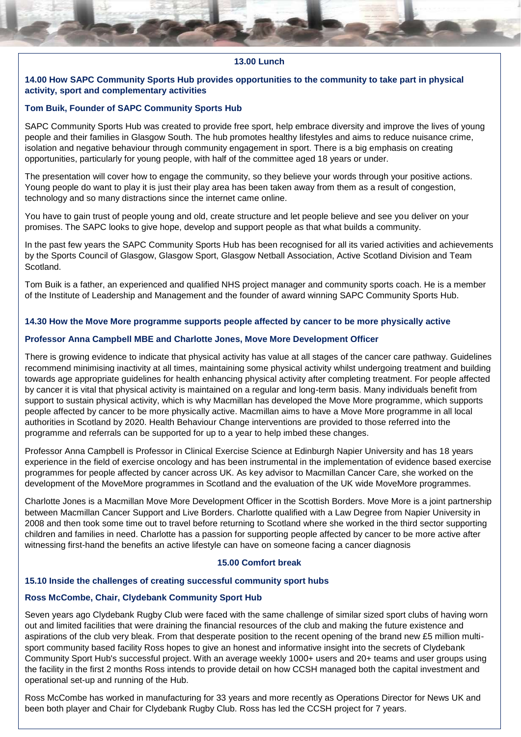**13.00 Lunch**

**14.00 How SAPC Community Sports Hub provides opportunities to the community to take part in physical activity, sport and complementary activities**

**Tom Buik, Founder of SAPC Community Sports Hub**

SAPC Community Sports Hub was created to provide free sport, help embrace diversity and improve the lives of young people and their families in Glasgow South. The hub promotes healthy lifestyles and aims to reduce nuisance crime, isolation and negative behaviour through community engagement in sport. There is a big emphasis on creating opportunities, particularly for young people, with half of the committee aged 18 years or under.

The presentation will cover how to engage the community, so they believe your words through your positive actions. Young people do want to play it is just their play area has been taken away from them as a result of congestion, technology and so many distractions since the internet came online.

You have to gain trust of people young and old, create structure and let people believe and see you deliver on your promises. The SAPC looks to give hope, develop and support people as that what builds a community.

In the past few years the SAPC Community Sports Hub has been recognised for all its varied activities and achievements by the Sports Council of Glasgow, Glasgow Sport, Glasgow Netball Association, Active Scotland Division and Team Scotland.

Tom Buik is a father, an experienced and qualified NHS project manager and community sports coach. He is a member of the Institute of Leadership and Management and the founder of award winning SAPC Community Sports Hub.

**14.30 How the Move More programme supports people affected by cancer to be more physically active**

**Professor Anna Campbell MBE and Charlotte Jones, Move More Development Officer**

There is growing evidence to indicate that physical activity has value at all stages of the cancer care pathway. Guidelines recommend minimising inactivity at all times, maintaining some physical activity whilst undergoing treatment and building towards age appropriate guidelines for health enhancing physical activity after completing treatment. For people affected by cancer it is vital that physical activity is maintained on a regular and long-term basis. Many individuals benefit from support to sustain physical activity, which is why Macmillan has developed the Move More programme, which supports people affected by cancer to be more physically active. Macmillan aims to have a Move More programme in all local authorities in Scotland by 2020. Health Behaviour Change interventions are provided to those referred into the programme and referrals can be supported for up to a year to help imbed these changes.

Professor Anna Campbell is Professor in Clinical Exercise Science at Edinburgh Napier University and has 18 years experience in the field of exercise oncology and has been instrumental in the implementation of evidence based exercise programmes for people affected by cancer across UK. As key advisor to Macmillan Cancer Care, she worked on the development of the MoveMore programmes in Scotland and the evaluation of the UK wide MoveMore programmes.

Charlotte Jones is a Macmillan Move More Development Officer in the Scottish Borders. Move More is a joint partnership between Macmillan Cancer Support and Live Borders. Charlotte qualified with a Law Degree from Napier University in 2008 and then took some time out to travel before returning to Scotland where she worked in the third sector supporting children and families in need. Charlotte has a passion for supporting people affected by cancer to be more active after witnessing first-hand the benefits an active lifestyle can have on someone facing a cancer diagnosis

**15.00 Comfort break**

**15.10 Inside the challenges of creating successful community sport hubs**

**Ross McCombe, Chair, Clydebank Community Sport Hub**

Seven years ago Clydebank Rugby Club were faced with the same challenge of similar sized sport clubs of having worn out and limited facilities that were draining the financial resources of the club and making the future existence and aspirations of the club very bleak. From that desperate position to the recent opening of the brand new £5 million multi-sport community based facility Ross hopes to give an honest and informative insight into the secrets of Clydebank Community Sport Hub's successful project. With an average weekly 1000+ users and 20+ teams and user groups using the facility in the first 2 months Ross intends to provide detail on how CCSH managed both the capital investment and operational set-up and running of the Hub.

Ross McCombe has worked in manufacturing for 33 years and more recently as Operations Director for News UK and been both player and Chair for Clydebank Rugby Club. Ross has led the CCSH project for 7 years.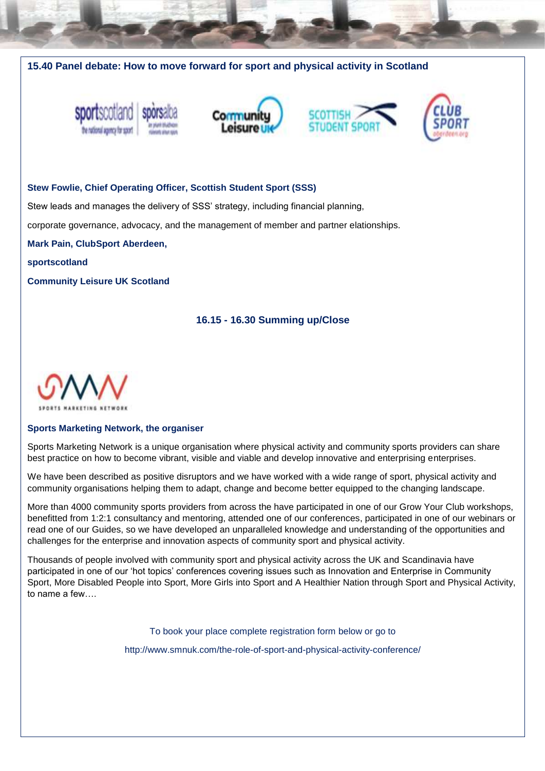## 15.40 Panel debate: How to move forward for sport and physical activity in Scotland

**Stew Fowlie, Chief Operating Officer, Scottish Student Sport (SSS)**

Stew leads and manages the delivery of SSS' strategy, including financial planning,

corporate governance, advocacy, and the management of member and partner elationships.

**Mark Pain, ClubSport Aberdeen,**

**sportscotland**

**Community Leisure UK Scotland**

### 16.15 - 16.30 Summing up/Close

### Sports Marketing Network, the organiser

Sports Marketing Network is a unique organisation where physical activity and community sports providers can share best practice on how to become vibrant, visible and viable and develop innovative and enterprising enterprises.

We have been described as positive disruptors and we have worked with a wide range of sport, physical activity and community organisations helping them to adapt, change and become better equipped to the changing landscape.

More than 4000 community sports providers from across the have participated in one of our Grow Your Club workshops, benefitted from 1:2:1 consultancy and mentoring, attended one of our conferences, participated in one of our webinars or read one of our Guides, so we have developed an unparalleled knowledge and understanding of the opportunities and challenges for the enterprise and innovation aspects of community sport and physical activity.

Thousands of people involved with community sport and physical activity across the UK and Scandinavia have participated in one of our 'hot topics' conferences covering issues such as Innovation and Enterprise in Community Sport, More Disabled People into Sport, More Girls into Sport and A Healthier Nation through Sport and Physical Activity, to name a few….

To book your place complete registration form below or go to

http://www.smnuk.com/the-role-of-sport-and-physical-activity-conference/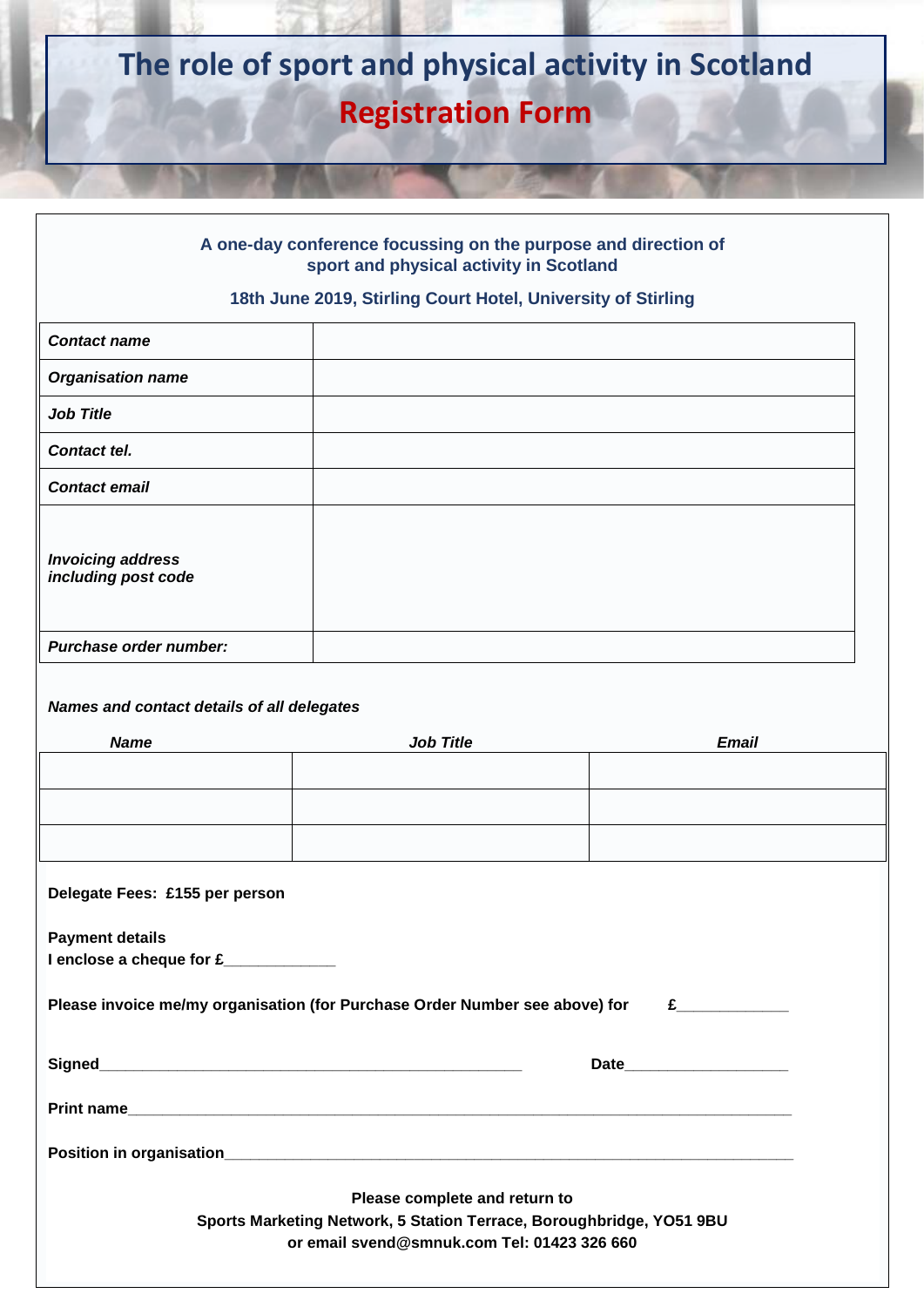# The role of sport and physical activity in Scotland

## Registration Form

**A one-day conference focussing on the purpose and direction of sport and physical activity in Scotland**

**18th June 2019, Stirling Court Hotel, University of Stirling**

| | |
|---|---|
| ***Contact name*** | |
| ***Organisation name*** | |
| ***Job Title*** | |
| ***Contact tel.*** | |
| ***Contact email*** | |
| ***Invoicing address including post code*** | |
| ***Purchase order number:*** | |

***Names and contact details of all delegates***

| *Name* | *Job Title* | *Email* |
|---|---|---|
| | | |
| | | |
| | | |

**Delegate Fees: £155 per person**

**Payment details**
**I enclose a cheque for £\_\_\_\_\_\_\_\_\_\_\_\_\_**

**Please invoice me/my organisation (for Purchase Order Number see above) for £\_\_\_\_\_\_\_\_\_\_\_\_\_**

**Signed\_\_\_\_\_\_\_\_\_\_\_\_\_\_\_\_\_\_\_\_\_\_\_\_\_\_\_\_\_\_\_\_\_\_\_\_\_\_\_\_\_\_\_\_\_\_\_\_\_\_\_** **Date\_\_\_\_\_\_\_\_\_\_\_\_\_\_\_\_\_\_\_\_**

**Print name\_\_\_\_\_\_\_\_\_\_\_\_\_\_\_\_\_\_\_\_\_\_\_\_\_\_\_\_\_\_\_\_\_\_\_\_\_\_\_\_\_\_\_\_\_\_\_\_\_\_\_\_\_\_\_\_\_\_\_\_\_\_\_\_\_\_\_\_\_\_\_\_\_\_\_\_\_\_\_\_**

**Position in organisation\_\_\_\_\_\_\_\_\_\_\_\_\_\_\_\_\_\_\_\_\_\_\_\_\_\_\_\_\_\_\_\_\_\_\_\_\_\_\_\_\_\_\_\_\_\_\_\_\_\_\_\_\_\_\_\_\_\_\_\_\_\_\_\_\_\_\_\_\_**

**Please complete and return to**
**Sports Marketing Network, 5 Station Terrace, Boroughbridge, YO51 9BU**
**or email svend@smnuk.com Tel: 01423 326 660**